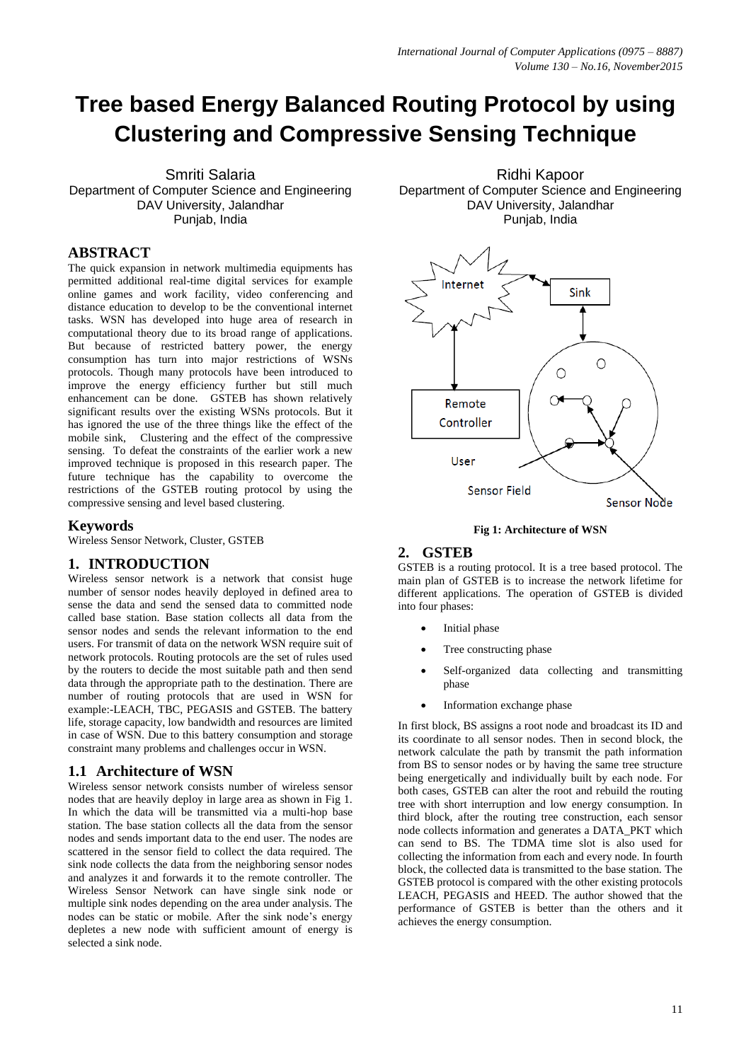# Tree based Energy Balanced Routing Protocol by using Clustering and Compressive Sensing Technique

Smriti Salaria
Department of Computer Science and Engineering
DAV University, Jalandhar
Punjab, India

Ridhi Kapoor
Department of Computer Science and Engineering
DAV University, Jalandhar
Punjab, India

## ABSTRACT

The quick expansion in network multimedia equipments has permitted additional real-time digital services for example online games and work facility, video conferencing and distance education to develop to be the conventional internet tasks. WSN has developed into huge area of research in computational theory due to its broad range of applications. But because of restricted battery power, the energy consumption has turn into major restrictions of WSNs protocols. Though many protocols have been introduced to improve the energy efficiency further but still much enhancement can be done. GSTEB has shown relatively significant results over the existing WSNs protocols. But it has ignored the use of the three things like the effect of the mobile sink, Clustering and the effect of the compressive sensing. To defeat the constraints of the earlier work a new improved technique is proposed in this research paper. The future technique has the capability to overcome the restrictions of the GSTEB routing protocol by using the compressive sensing and level based clustering.

## Keywords

Wireless Sensor Network, Cluster, GSTEB

## 1. INTRODUCTION

Wireless sensor network is a network that consist huge number of sensor nodes heavily deployed in defined area to sense the data and send the sensed data to committed node called base station. Base station collects all data from the sensor nodes and sends the relevant information to the end users. For transmit of data on the network WSN require suit of network protocols. Routing protocols are the set of rules used by the routers to decide the most suitable path and then send data through the appropriate path to the destination. There are number of routing protocols that are used in WSN for example:-LEACH, TBC, PEGASIS and GSTEB. The battery life, storage capacity, low bandwidth and resources are limited in case of WSN. Due to this battery consumption and storage constraint many problems and challenges occur in WSN.

### 1.1 Architecture of WSN

Wireless sensor network consists number of wireless sensor nodes that are heavily deploy in large area as shown in Fig 1. In which the data will be transmitted via a multi-hop base station. The base station collects all the data from the sensor nodes and sends important data to the end user. The nodes are scattered in the sensor field to collect the data required. The sink node collects the data from the neighboring sensor nodes and analyzes it and forwards it to the remote controller. The Wireless Sensor Network can have single sink node or multiple sink nodes depending on the area under analysis. The nodes can be static or mobile. After the sink node's energy depletes a new node with sufficient amount of energy is selected a sink node.

**Fig 1: Architecture of WSN**

## 2. GSTEB

GSTEB is a routing protocol. It is a tree based protocol. The main plan of GSTEB is to increase the network lifetime for different applications. The operation of GSTEB is divided into four phases:

- Initial phase
- Tree constructing phase
- Self-organized data collecting and transmitting phase
- Information exchange phase

In first block, BS assigns a root node and broadcast its ID and its coordinate to all sensor nodes. Then in second block, the network calculate the path by transmit the path information from BS to sensor nodes or by having the same tree structure being energetically and individually built by each node. For both cases, GSTEB can alter the root and rebuild the routing tree with short interruption and low energy consumption. In third block, after the routing tree construction, each sensor node collects information and generates a DATA_PKT which can send to BS. The TDMA time slot is also used for collecting the information from each and every node. In fourth block, the collected data is transmitted to the base station. The GSTEB protocol is compared with the other existing protocols LEACH, PEGASIS and HEED. The author showed that the performance of GSTEB is better than the others and it achieves the energy consumption.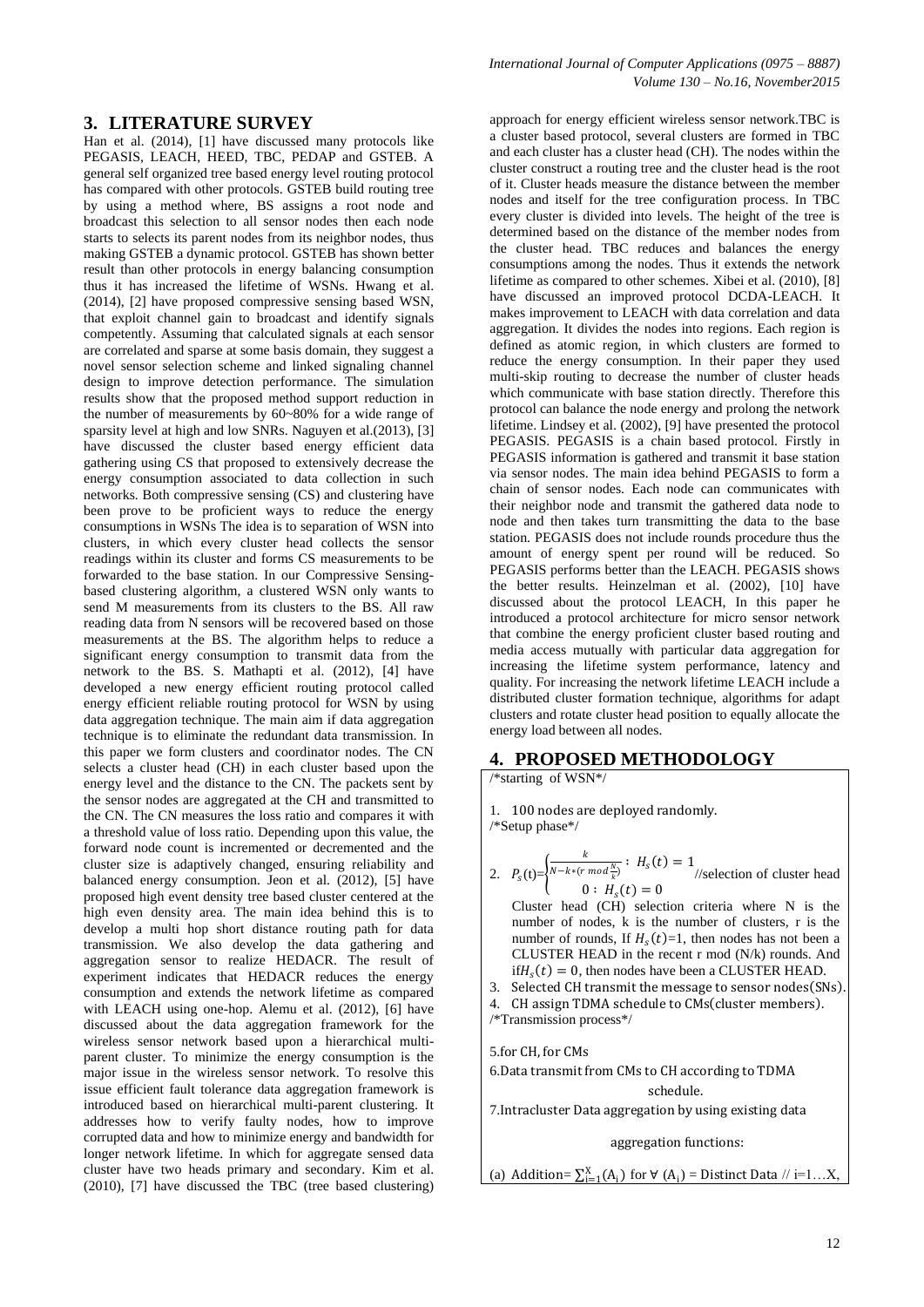## 3. LITERATURE SURVEY

Han et al. (2014), [1] have discussed many protocols like PEGASIS, LEACH, HEED, TBC, PEDAP and GSTEB. A general self organized tree based energy level routing protocol has compared with other protocols. GSTEB build routing tree by using a method where, BS assigns a root node and broadcast this selection to all sensor nodes then each node starts to selects its parent nodes from its neighbor nodes, thus making GSTEB a dynamic protocol. GSTEB has shown better result than other protocols in energy balancing consumption thus it has increased the lifetime of WSNs. Hwang et al. (2014), [2] have proposed compressive sensing based WSN, that exploit channel gain to broadcast and identify signals competently. Assuming that calculated signals at each sensor are correlated and sparse at some basis domain, they suggest a novel sensor selection scheme and linked signaling channel design to improve detection performance. The simulation results show that the proposed method support reduction in the number of measurements by 60~80% for a wide range of sparsity level at high and low SNRs. Naguyen et al.(2013), [3] have discussed the cluster based energy efficient data gathering using CS that proposed to extensively decrease the energy consumption associated to data collection in such networks. Both compressive sensing (CS) and clustering have been prove to be proficient ways to reduce the energy consumptions in WSNs The idea is to separation of WSN into clusters, in which every cluster head collects the sensor readings within its cluster and forms CS measurements to be forwarded to the base station. In our Compressive Sensing-based clustering algorithm, a clustered WSN only wants to send M measurements from its clusters to the BS. All raw reading data from N sensors will be recovered based on those measurements at the BS. The algorithm helps to reduce a significant energy consumption to transmit data from the network to the BS. S. Mathapti et al. (2012), [4] have developed a new energy efficient routing protocol called energy efficient reliable routing protocol for WSN by using data aggregation technique. The main aim if data aggregation technique is to eliminate the redundant data transmission. In this paper we form clusters and coordinator nodes. The CN selects a cluster head (CH) in each cluster based upon the energy level and the distance to the CN. The packets sent by the sensor nodes are aggregated at the CH and transmitted to the CN. The CN measures the loss ratio and compares it with a threshold value of loss ratio. Depending upon this value, the forward node count is incremented or decremented and the cluster size is adaptively changed, ensuring reliability and balanced energy consumption. Jeon et al. (2012), [5] have proposed high event density tree based cluster centered at the high even density area. The main idea behind this is to develop a multi hop short distance routing path for data transmission. We also develop the data gathering and aggregation sensor to realize HEDACR. The result of experiment indicates that HEDACR reduces the energy consumption and extends the network lifetime as compared with LEACH using one-hop. Alemu et al. (2012), [6] have discussed about the data aggregation framework for the wireless sensor network based upon a hierarchical multi-parent cluster. To minimize the energy consumption is the major issue in the wireless sensor network. To resolve this issue efficient fault tolerance data aggregation framework is introduced based on hierarchical multi-parent clustering. It addresses how to verify faulty nodes, how to improve corrupted data and how to minimize energy and bandwidth for longer network lifetime. In which for aggregate sensed data cluster have two heads primary and secondary. Kim et al. (2010), [7] have discussed the TBC (tree based clustering) approach for energy efficient wireless sensor network.TBC is a cluster based protocol, several clusters are formed in TBC and each cluster has a cluster head (CH). The nodes within the cluster construct a routing tree and the cluster head is the root of it. Cluster heads measure the distance between the member nodes and itself for the tree configuration process. In TBC every cluster is divided into levels. The height of the tree is determined based on the distance of the member nodes from the cluster head. TBC reduces and balances the energy consumptions among the nodes. Thus it extends the network lifetime as compared to other schemes. Xibei et al. (2010), [8] have discussed an improved protocol DCDA-LEACH. It makes improvement to LEACH with data correlation and data aggregation. It divides the nodes into regions. Each region is defined as atomic region, in which clusters are formed to reduce the energy consumption. In their paper they used multi-skip routing to decrease the number of cluster heads which communicate with base station directly. Therefore this protocol can balance the node energy and prolong the network lifetime. Lindsey et al. (2002), [9] have presented the protocol PEGASIS. PEGASIS is a chain based protocol. Firstly in PEGASIS information is gathered and transmit it base station via sensor nodes. The main idea behind PEGASIS to form a chain of sensor nodes. Each node can communicates with their neighbor node and transmit the gathered data node to node and then takes turn transmitting the data to the base station. PEGASIS does not include rounds procedure thus the amount of energy spent per round will be reduced. So PEGASIS performs better than the LEACH. PEGASIS shows the better results. Heinzelman et al. (2002), [10] have discussed about the protocol LEACH, In this paper he introduced a protocol architecture for micro sensor network that combine the energy proficient cluster based routing and media access mutually with particular data aggregation for increasing the lifetime system performance, latency and quality. For increasing the network lifetime LEACH include a distributed cluster formation technique, algorithms for adapt clusters and rotate cluster head position to equally allocate the energy load between all nodes.

## 4. PROPOSED METHODOLOGY

/*starting of WSN*/

1. 100 nodes are deployed randomly.

/*Setup phase*/

2. $P_s(t) = \begin{cases} \frac{k}{N - k*(r \bmod \frac{N}{k})} : H_s(t) = 1 \\ 0 : H_s(t) = 0 \end{cases}$ //selection of cluster head

   Cluster head (CH) selection criteria where N is the number of nodes, k is the number of clusters, r is the number of rounds, If $H_s(t)$=1, then nodes has not been a CLUSTER HEAD in the recent r mod (N/k) rounds. And if $H_s(t) = 0$, then nodes have been a CLUSTER HEAD.

3. Selected CH transmit the message to sensor nodes(SNs).
4. CH assign TDMA schedule to CMs(cluster members).

/*Transmission process*/

5.for CH, for CMs

6.Data transmit from CMs to CH according to TDMA schedule.

7.Intracluster Data aggregation by using existing data aggregation functions:

(a) Addition= $\sum_{i=1}^{X}(A_i)$ for $\forall$ $(A_i)$ = Distinct Data // i=1…X,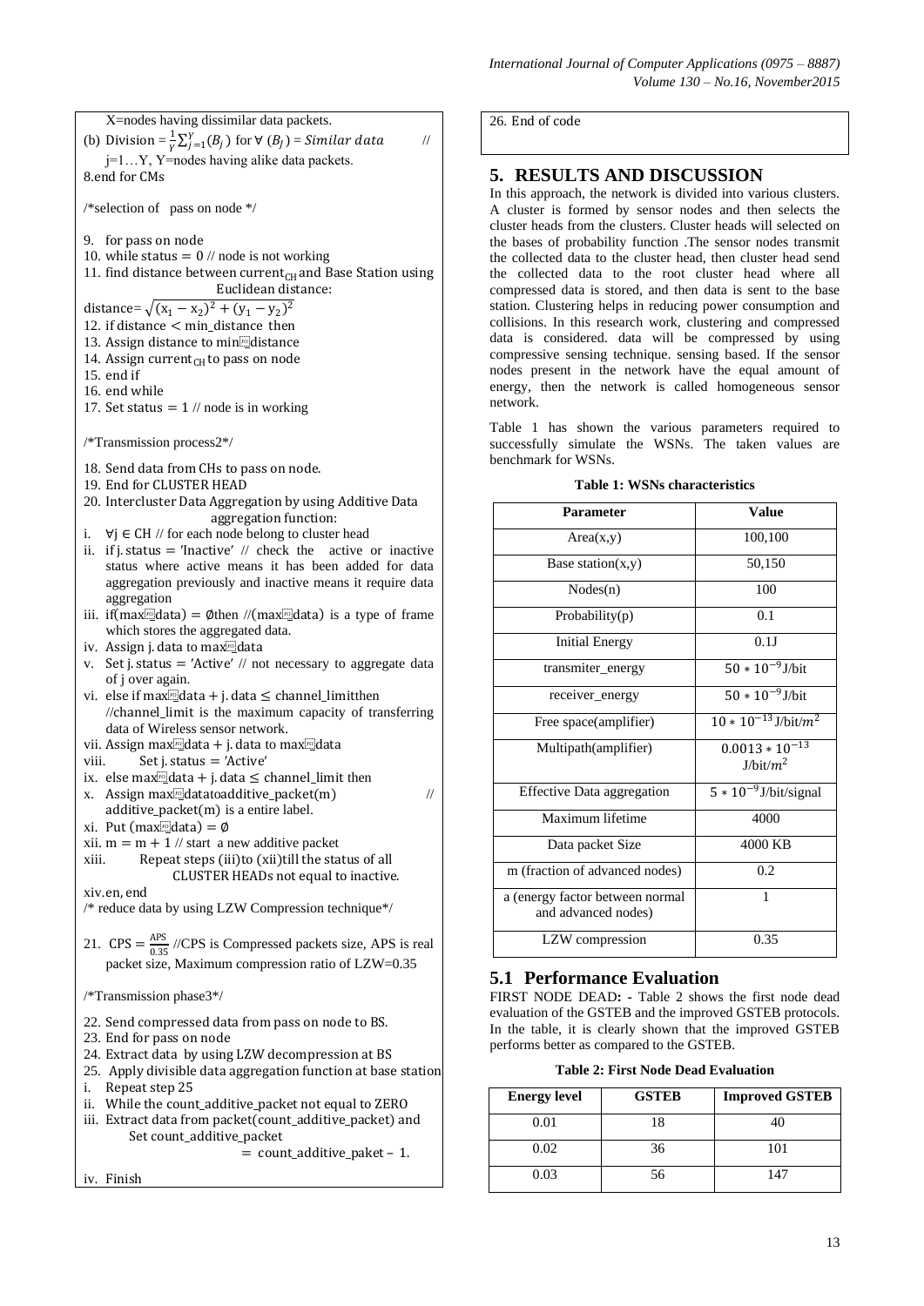X=nodes having dissimilar data packets.

(b) Division = $\frac{1}{Y}\sum_{j=1}^{Y}(B_j)$ for $\forall$ $(B_j)$ = *Similar data* //

j=1…Y, Y=nodes having alike data packets.

8.end for CMs

/*selection of pass on node */

9. for pass on node
10. while status = 0 // node is not working
11. find distance between current$_{CH}$ and Base Station using Euclidean distance:

distance= $\sqrt{(x_1 - x_2)^2 + (y_1 - y_2)^2}$

12. if distance < min_distance then
13. Assign distance to min_distance
14. Assign current$_{CH}$ to pass on node
15. end if
16. end while
17. Set status = 1 // node is in working

/*Transmission process2*/

18. Send data from CHs to pass on node.
19. End for CLUSTER HEAD
20. Intercluster Data Aggregation by using Additive Data aggregation function:

i. $\forall j \in$ CH // for each node belong to cluster head

ii. if j. status = 'Inactive' // check the active or inactive status where active means it has been added for data aggregation previously and inactive means it require data aggregation

iii. if(max_data) = $\emptyset$ then //(max_data) is a type of frame which stores the aggregated data.

iv. Assign j. data to max_data

v. Set j. status = 'Active' // not necessary to aggregate data of j over again.

vi. else if max_data + j. data ≤ channel_limit then //channel_limit is the maximum capacity of transferring data of Wireless sensor network.

vii. Assign max_data + j. data to max_data

viii. Set j. status = 'Active'

ix. else max_data + j. data ≤ channel_limit then

x. Assign max_data to additive_packet(m) // additive_packet(m) is a entire label.

xi. Put (max_data) = $\emptyset$

xii. m = m + 1 // start a new additive packet

xiii. Repeat steps (iii)to (xii)till the status of all CLUSTER HEADs not equal to inactive.

xiv.en, end

/* reduce data by using LZW Compression technique*/

21. CPS = $\frac{APS}{0.35}$ //CPS is Compressed packets size, APS is real packet size, Maximum compression ratio of LZW=0.35

/*Transmission phase3*/

22. Send compressed data from pass on node to BS.
23. End for pass on node
24. Extract data by using LZW decompression at BS
25. Apply divisible data aggregation function at base station

i. Repeat step 25

ii. While the count_additive_packet not equal to ZERO

iii. Extract data from packet(count_additive_packet) and Set count_additive_packet = count_additive_paket – 1.

iv. Finish

26. End of code

## 5. RESULTS AND DISCUSSION

In this approach, the network is divided into various clusters. A cluster is formed by sensor nodes and then selects the cluster heads from the clusters. Cluster heads will selected on the bases of probability function .The sensor nodes transmit the collected data to the cluster head, then cluster head send the collected data to the root cluster head where all compressed data is stored, and then data is sent to the base station. Clustering helps in reducing power consumption and collisions. In this research work, clustering and compressed data is considered. data will be compressed by using compressive sensing technique. sensing based. If the sensor nodes present in the network have the equal amount of energy, then the network is called homogeneous sensor network.

Table 1 has shown the various parameters required to successfully simulate the WSNs. The taken values are benchmark for WSNs.

**Table 1: WSNs characteristics**

| Parameter | Value |
|---|---|
| Area(x,y) | 100,100 |
| Base station(x,y) | 50,150 |
| Nodes(n) | 100 |
| Probability(p) | 0.1 |
| Initial Energy | 0.1J |
| transmiter_energy | $50 * 10^{-9}$ J/bit |
| receiver_energy | $50 * 10^{-9}$ J/bit |
| Free space(amplifier) | $10 * 10^{-13}$ J/bit/$m^2$ |
| Multipath(amplifier) | $0.0013 * 10^{-13}$ J/bit/$m^2$ |
| Effective Data aggregation | $5 * 10^{-9}$ J/bit/signal |
| Maximum lifetime | 4000 |
| Data packet Size | 4000 KB |
| m (fraction of advanced nodes) | 0.2 |
| a (energy factor between normal and advanced nodes) | 1 |
| LZW compression | 0.35 |

### 5.1 Performance Evaluation

FIRST NODE DEAD**: -** Table 2 shows the first node dead evaluation of the GSTEB and the improved GSTEB protocols. In the table, it is clearly shown that the improved GSTEB performs better as compared to the GSTEB.

**Table 2: First Node Dead Evaluation**

| Energy level | GSTEB | Improved GSTEB |
|---|---|---|
| 0.01 | 18 | 40 |
| 0.02 | 36 | 101 |
| 0.03 | 56 | 147 |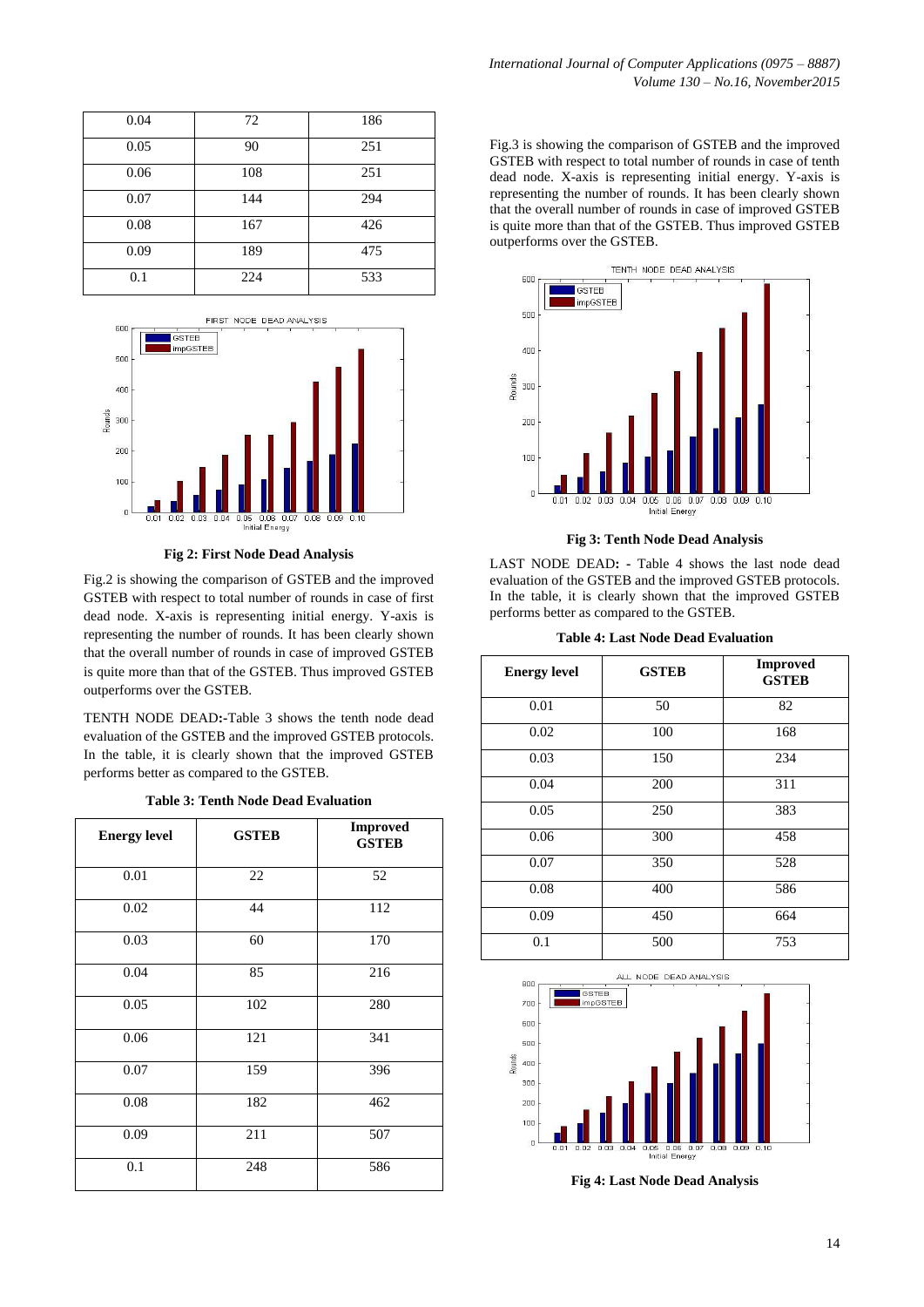| 0.04 | 72 | 186 |
|---|---|---|
| 0.05 | 90 | 251 |
| 0.06 | 108 | 251 |
| 0.07 | 144 | 294 |
| 0.08 | 167 | 426 |
| 0.09 | 189 | 475 |
| 0.1 | 224 | 533 |

**Fig 2: First Node Dead Analysis**

Fig.2 is showing the comparison of GSTEB and the improved GSTEB with respect to total number of rounds in case of first dead node. X-axis is representing initial energy. Y-axis is representing the number of rounds. It has been clearly shown that the overall number of rounds in case of improved GSTEB is quite more than that of the GSTEB. Thus improved GSTEB outperforms over the GSTEB.

TENTH NODE DEAD**:-**Table 3 shows the tenth node dead evaluation of the GSTEB and the improved GSTEB protocols. In the table, it is clearly shown that the improved GSTEB performs better as compared to the GSTEB.

**Table 3: Tenth Node Dead Evaluation**

| Energy level | GSTEB | Improved GSTEB |
|---|---|---|
| 0.01 | 22 | 52 |
| 0.02 | 44 | 112 |
| 0.03 | 60 | 170 |
| 0.04 | 85 | 216 |
| 0.05 | 102 | 280 |
| 0.06 | 121 | 341 |
| 0.07 | 159 | 396 |
| 0.08 | 182 | 462 |
| 0.09 | 211 | 507 |
| 0.1 | 248 | 586 |

Fig.3 is showing the comparison of GSTEB and the improved GSTEB with respect to total number of rounds in case of tenth dead node. X-axis is representing initial energy. Y-axis is representing the number of rounds. It has been clearly shown that the overall number of rounds in case of improved GSTEB is quite more than that of the GSTEB. Thus improved GSTEB outperforms over the GSTEB.

**Fig 3: Tenth Node Dead Analysis**

LAST NODE DEAD**: -** Table 4 shows the last node dead evaluation of the GSTEB and the improved GSTEB protocols. In the table, it is clearly shown that the improved GSTEB performs better as compared to the GSTEB.

**Table 4: Last Node Dead Evaluation**

| Energy level | GSTEB | Improved GSTEB |
|---|---|---|
| 0.01 | 50 | 82 |
| 0.02 | 100 | 168 |
| 0.03 | 150 | 234 |
| 0.04 | 200 | 311 |
| 0.05 | 250 | 383 |
| 0.06 | 300 | 458 |
| 0.07 | 350 | 528 |
| 0.08 | 400 | 586 |
| 0.09 | 450 | 664 |
| 0.1 | 500 | 753 |

**Fig 4: Last Node Dead Analysis**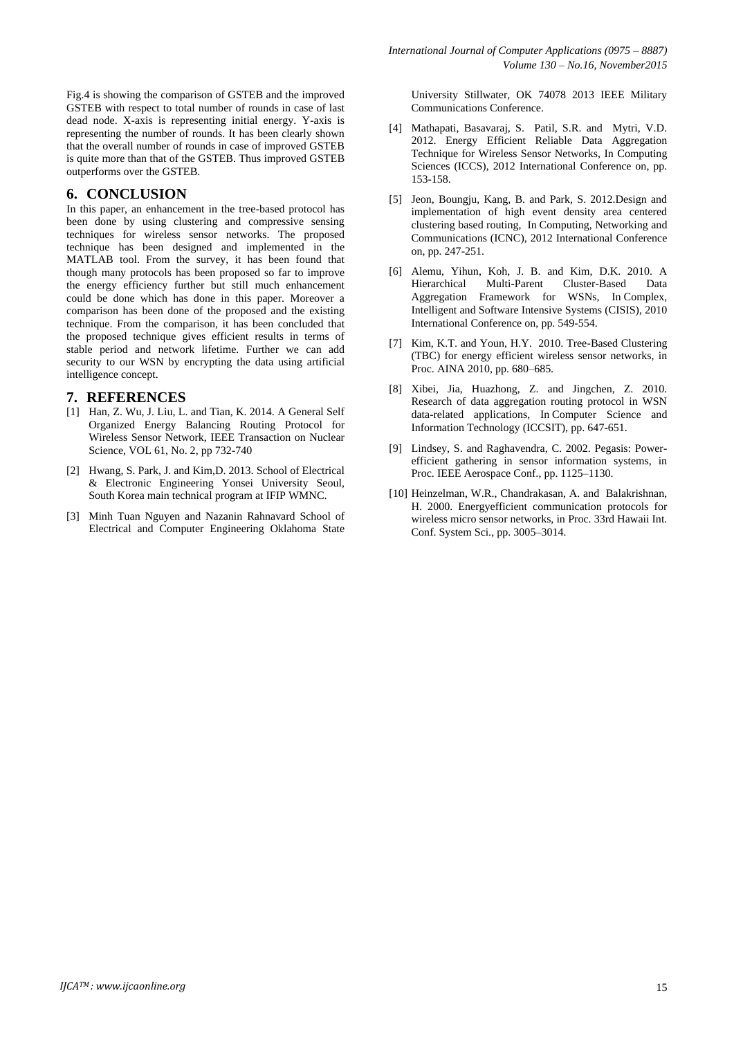Fig.4 is showing the comparison of GSTEB and the improved GSTEB with respect to total number of rounds in case of last dead node. X-axis is representing initial energy. Y-axis is representing the number of rounds. It has been clearly shown that the overall number of rounds in case of improved GSTEB is quite more than that of the GSTEB. Thus improved GSTEB outperforms over the GSTEB.

## 6. CONCLUSION

In this paper, an enhancement in the tree-based protocol has been done by using clustering and compressive sensing techniques for wireless sensor networks. The proposed technique has been designed and implemented in the MATLAB tool. From the survey, it has been found that though many protocols has been proposed so far to improve the energy efficiency further but still much enhancement could be done which has done in this paper. Moreover a comparison has been done of the proposed and the existing technique. From the comparison, it has been concluded that the proposed technique gives efficient results in terms of stable period and network lifetime. Further we can add security to our WSN by encrypting the data using artificial intelligence concept.

## 7. REFERENCES

[1] Han, Z. Wu, J. Liu, L. and Tian, K. 2014. A General Self Organized Energy Balancing Routing Protocol for Wireless Sensor Network, IEEE Transaction on Nuclear Science, VOL 61, No. 2, pp 732-740

[2] Hwang, S. Park, J. and Kim,D. 2013. School of Electrical & Electronic Engineering Yonsei University Seoul, South Korea main technical program at IFIP WMNC.

[3] Minh Tuan Nguyen and Nazanin Rahnavard School of Electrical and Computer Engineering Oklahoma State University Stillwater, OK 74078 2013 IEEE Military Communications Conference.

[4] Mathapati, Basavaraj, S. Patil, S.R. and Mytri, V.D. 2012. Energy Efficient Reliable Data Aggregation Technique for Wireless Sensor Networks, In Computing Sciences (ICCS), 2012 International Conference on, pp. 153-158.

[5] Jeon, Boungju, Kang, B. and Park, S. 2012.Design and implementation of high event density area centered clustering based routing, In Computing, Networking and Communications (ICNC), 2012 International Conference on, pp. 247-251.

[6] Alemu, Yihun, Koh, J. B. and Kim, D.K. 2010. A Hierarchical Multi-Parent Cluster-Based Data Aggregation Framework for WSNs, In Complex, Intelligent and Software Intensive Systems (CISIS), 2010 International Conference on, pp. 549-554.

[7] Kim, K.T. and Youn, H.Y. 2010. Tree-Based Clustering (TBC) for energy efficient wireless sensor networks, in Proc. AINA 2010, pp. 680–685.

[8] Xibei, Jia, Huazhong, Z. and Jingchen, Z. 2010. Research of data aggregation routing protocol in WSN data-related applications, In Computer Science and Information Technology (ICCSIT), pp. 647-651.

[9] Lindsey, S. and Raghavendra, C. 2002. Pegasis: Power-efficient gathering in sensor information systems, in Proc. IEEE Aerospace Conf., pp. 1125–1130.

[10] Heinzelman, W.R., Chandrakasan, A. and Balakrishnan, H. 2000. Energyefficient communication protocols for wireless micro sensor networks, in Proc. 33rd Hawaii Int. Conf. System Sci., pp. 3005–3014.